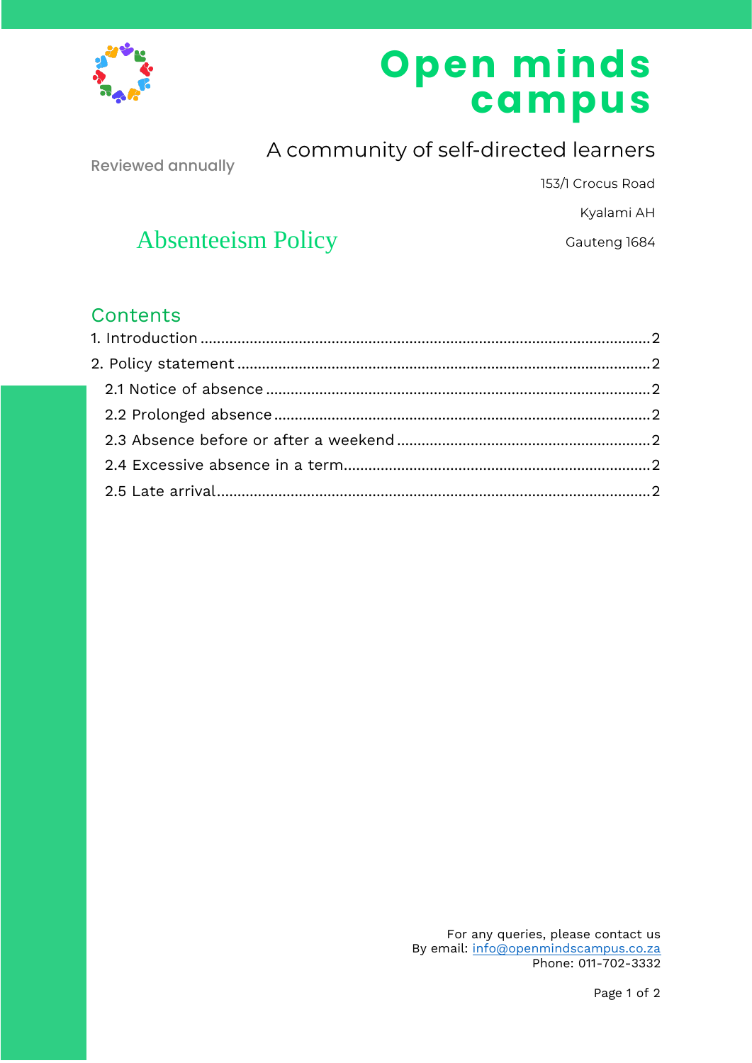# Open minds campus

A community of self-directed learners

Reviewed annually

153/1 Crocus Road

Kyalami AH

Gauteng 1684

## Absenteeism Policy

## Contents

1. Introduction ........................................................................................................ 2
2. Policy statement ................................................................................................ 2
   - 2.1 Notice of absence ........................................................................................ 2
   - 2.2 Prolonged absence ....................................................................................... 2
   - 2.3 Absence before or after a weekend ............................................................. 2
   - 2.4 Excessive absence in a term......................................................................... 2
   - 2.5 Late arrival.................................................................................................... 2

For any queries, please contact us
By email: info@openmindscampus.co.za
Phone: 011-702-3332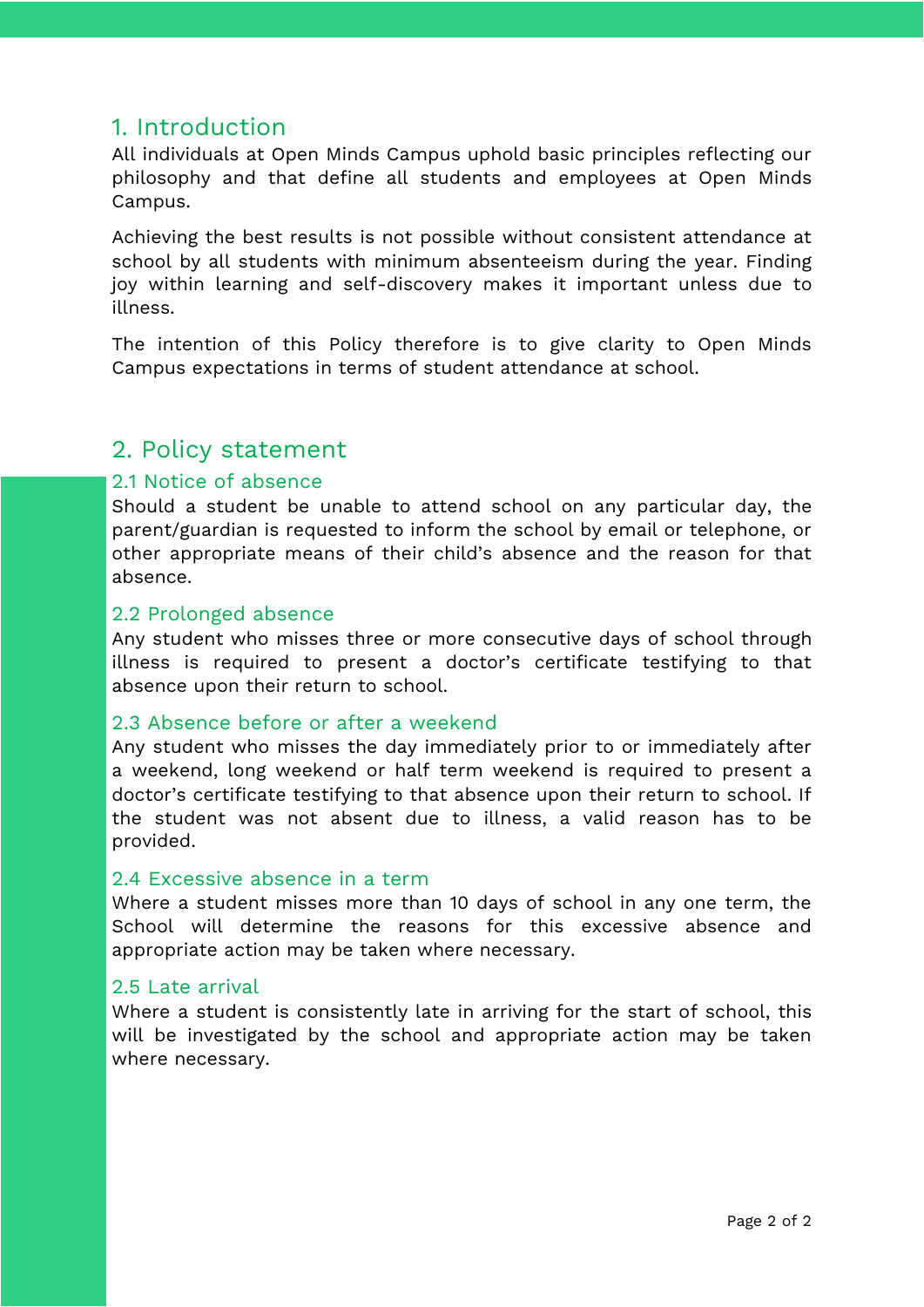## 1. Introduction

All individuals at Open Minds Campus uphold basic principles reflecting our philosophy and that define all students and employees at Open Minds Campus.

Achieving the best results is not possible without consistent attendance at school by all students with minimum absenteeism during the year. Finding joy within learning and self-discovery makes it important unless due to illness.

The intention of this Policy therefore is to give clarity to Open Minds Campus expectations in terms of student attendance at school.

## 2. Policy statement

### 2.1 Notice of absence

Should a student be unable to attend school on any particular day, the parent/guardian is requested to inform the school by email or telephone, or other appropriate means of their child's absence and the reason for that absence.

### 2.2 Prolonged absence

Any student who misses three or more consecutive days of school through illness is required to present a doctor's certificate testifying to that absence upon their return to school.

### 2.3 Absence before or after a weekend

Any student who misses the day immediately prior to or immediately after a weekend, long weekend or half term weekend is required to present a doctor's certificate testifying to that absence upon their return to school. If the student was not absent due to illness, a valid reason has to be provided.

### 2.4 Excessive absence in a term

Where a student misses more than 10 days of school in any one term, the School will determine the reasons for this excessive absence and appropriate action may be taken where necessary.

### 2.5 Late arrival

Where a student is consistently late in arriving for the start of school, this will be investigated by the school and appropriate action may be taken where necessary.